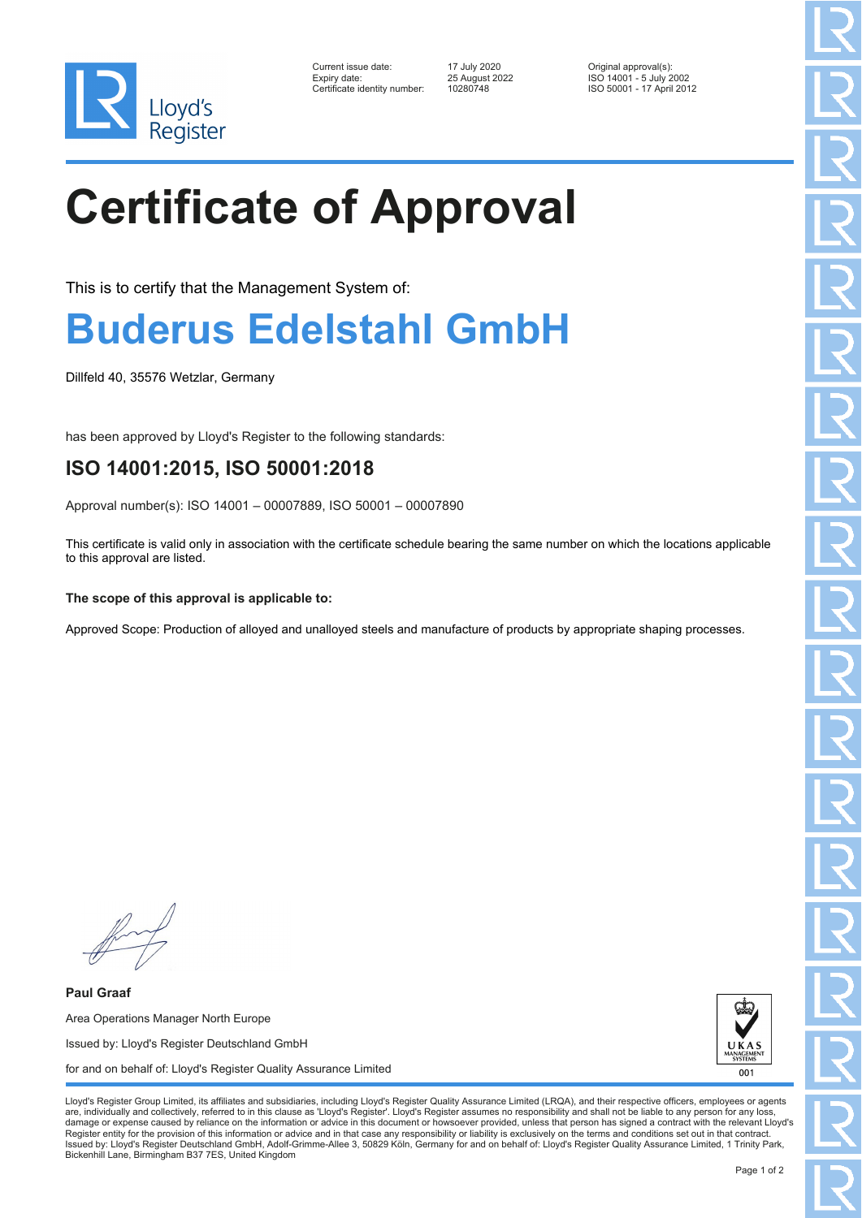Lloyd's Register

| Current issue date: | 17 July 2020 | Original approval(s): |
| --- | --- | --- |
| Expiry date: | 25 August 2022 | ISO 14001 - 5 July 2002 |
| Certificate identity number: | 10280748 | ISO 50001 - 17 April 2012 |

# Certificate of Approval

This is to certify that the Management System of:

## Buderus Edelstahl GmbH

Dillfeld 40, 35576 Wetzlar, Germany

has been approved by Lloyd's Register to the following standards:

### ISO 14001:2015, ISO 50001:2018

Approval number(s): ISO 14001 – 00007889, ISO 50001 – 00007890

This certificate is valid only in association with the certificate schedule bearing the same number on which the locations applicable to this approval are listed.

**The scope of this approval is applicable to:**

Approved Scope: Production of alloyed and unalloyed steels and manufacture of products by appropriate shaping processes.

**Paul Graaf**

Area Operations Manager North Europe

Issued by: Lloyd's Register Deutschland GmbH

for and on behalf of: Lloyd's Register Quality Assurance Limited

UKAS MANAGEMENT SYSTEMS 001

Lloyd's Register Group Limited, its affiliates and subsidiaries, including Lloyd's Register Quality Assurance Limited (LRQA), and their respective officers, employees or agents are, individually and collectively, referred to in this clause as 'Lloyd's Register'. Lloyd's Register assumes no responsibility and shall not be liable to any person for any loss, damage or expense caused by reliance on the information or advice in this document or howsoever provided, unless that person has signed a contract with the relevant Lloyd's Register entity for the provision of this information or advice and in that case any responsibility or liability is exclusively on the terms and conditions set out in that contract.
Issued by: Lloyd's Register Deutschland GmbH, Adolf-Grimme-Allee 3, 50829 Köln, Germany for and on behalf of: Lloyd's Register Quality Assurance Limited, 1 Trinity Park, Bickenhill Lane, Birmingham B37 7ES, United Kingdom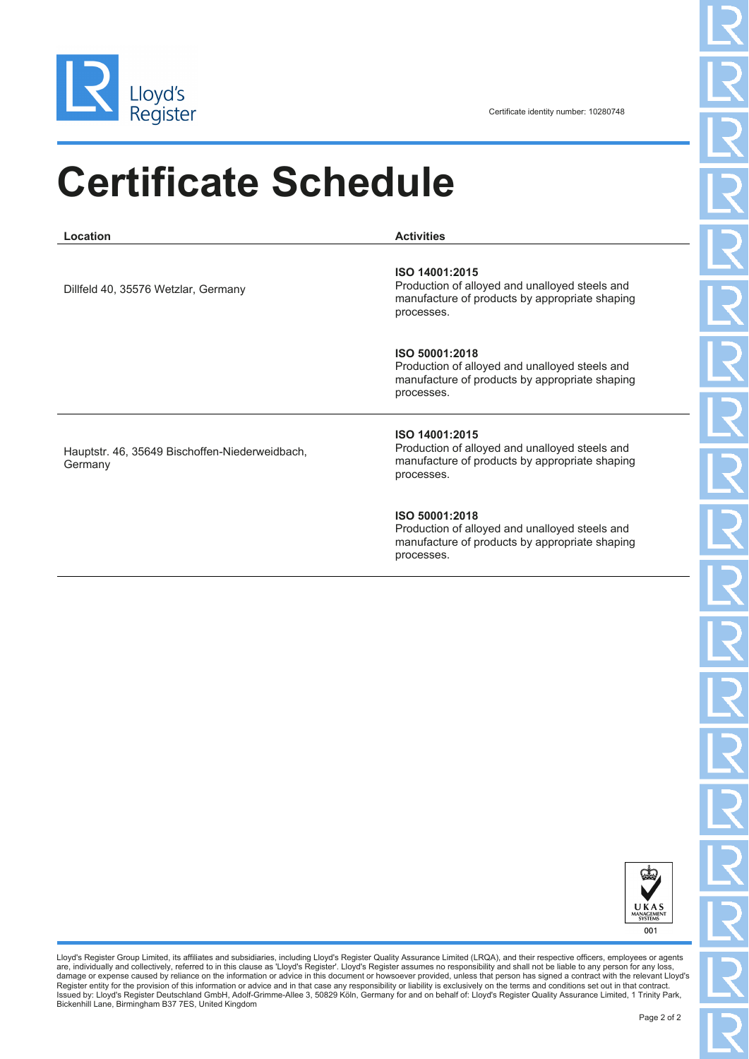Certificate identity number: 10280748

# Certificate Schedule

| Location | Activities |
|---|---|
| Dillfeld 40, 35576 Wetzlar, Germany | **ISO 14001:2015**<br>Production of alloyed and unalloyed steels and manufacture of products by appropriate shaping processes.<br><br>**ISO 50001:2018**<br>Production of alloyed and unalloyed steels and manufacture of products by appropriate shaping processes. |
| Hauptstr. 46, 35649 Bischoffen-Niederweidbach, Germany | **ISO 14001:2015**<br>Production of alloyed and unalloyed steels and manufacture of products by appropriate shaping processes.<br><br>**ISO 50001:2018**<br>Production of alloyed and unalloyed steels and manufacture of products by appropriate shaping processes. |

UKAS MANAGEMENT SYSTEMS 001

Lloyd's Register Group Limited, its affiliates and subsidiaries, including Lloyd's Register Quality Assurance Limited (LRQA), and their respective officers, employees or agents are, individually and collectively, referred to in this clause as 'Lloyd's Register'. Lloyd's Register assumes no responsibility and shall not be liable to any person for any loss, damage or expense caused by reliance on the information or advice in this document or howsoever provided, unless that person has signed a contract with the relevant Lloyd's Register entity for the provision of this information or advice and in that case any responsibility or liability is exclusively on the terms and conditions set out in that contract.
Issued by: Lloyd's Register Deutschland GmbH, Adolf-Grimme-Allee 3, 50829 Köln, Germany for and on behalf of: Lloyd's Register Quality Assurance Limited, 1 Trinity Park, Bickenhill Lane, Birmingham B37 7ES, United Kingdom